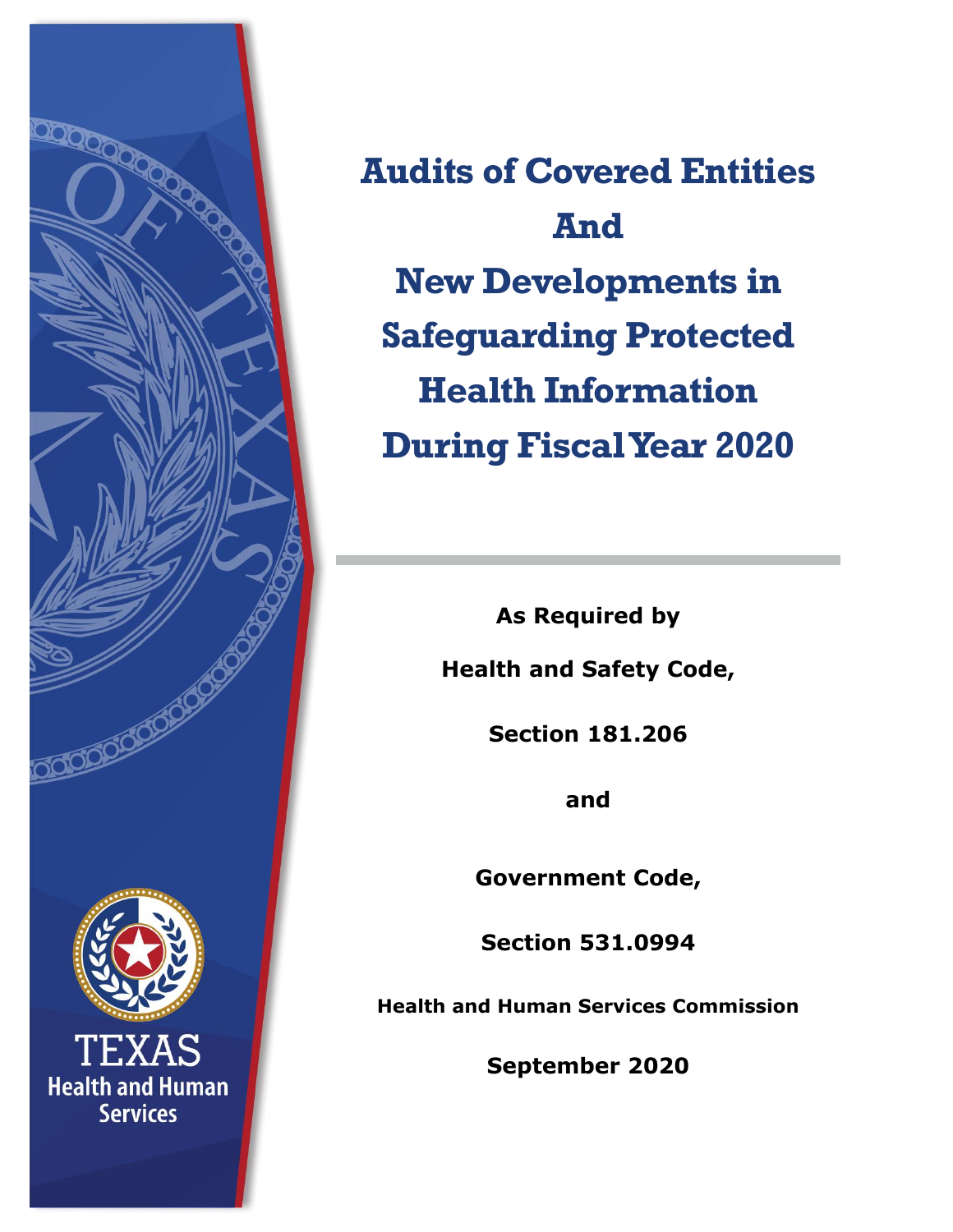# Audits of Covered Entities And New Developments in Safeguarding Protected Health Information During Fiscal Year 2020

**As Required by**

**Health and Safety Code,**

**Section 181.206**

**and**

**Government Code,**

**Section 531.0994**

**Health and Human Services Commission**

**September 2020**

TEXAS
Health and Human Services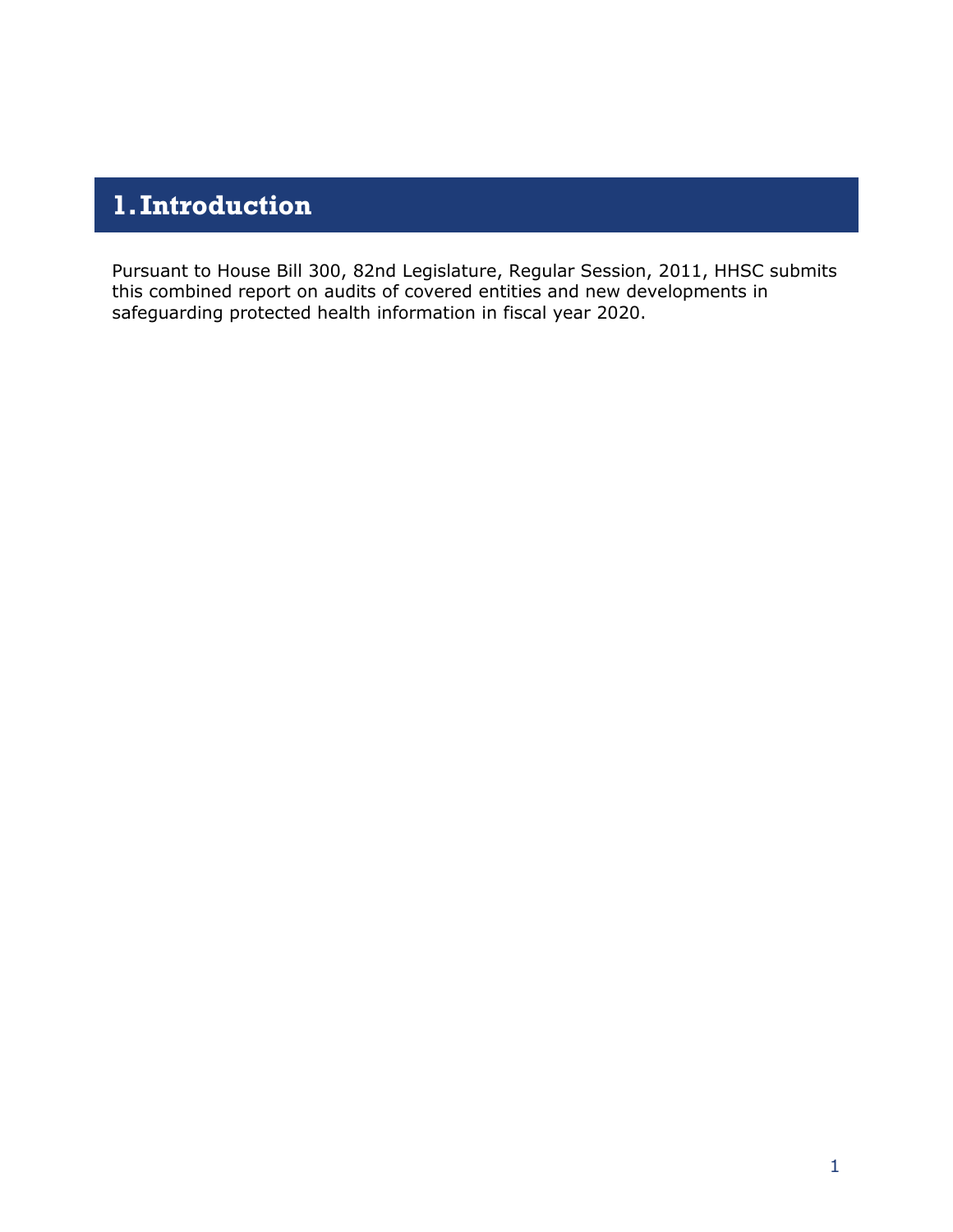# 1. Introduction

Pursuant to House Bill 300, 82nd Legislature, Regular Session, 2011, HHSC submits this combined report on audits of covered entities and new developments in safeguarding protected health information in fiscal year 2020.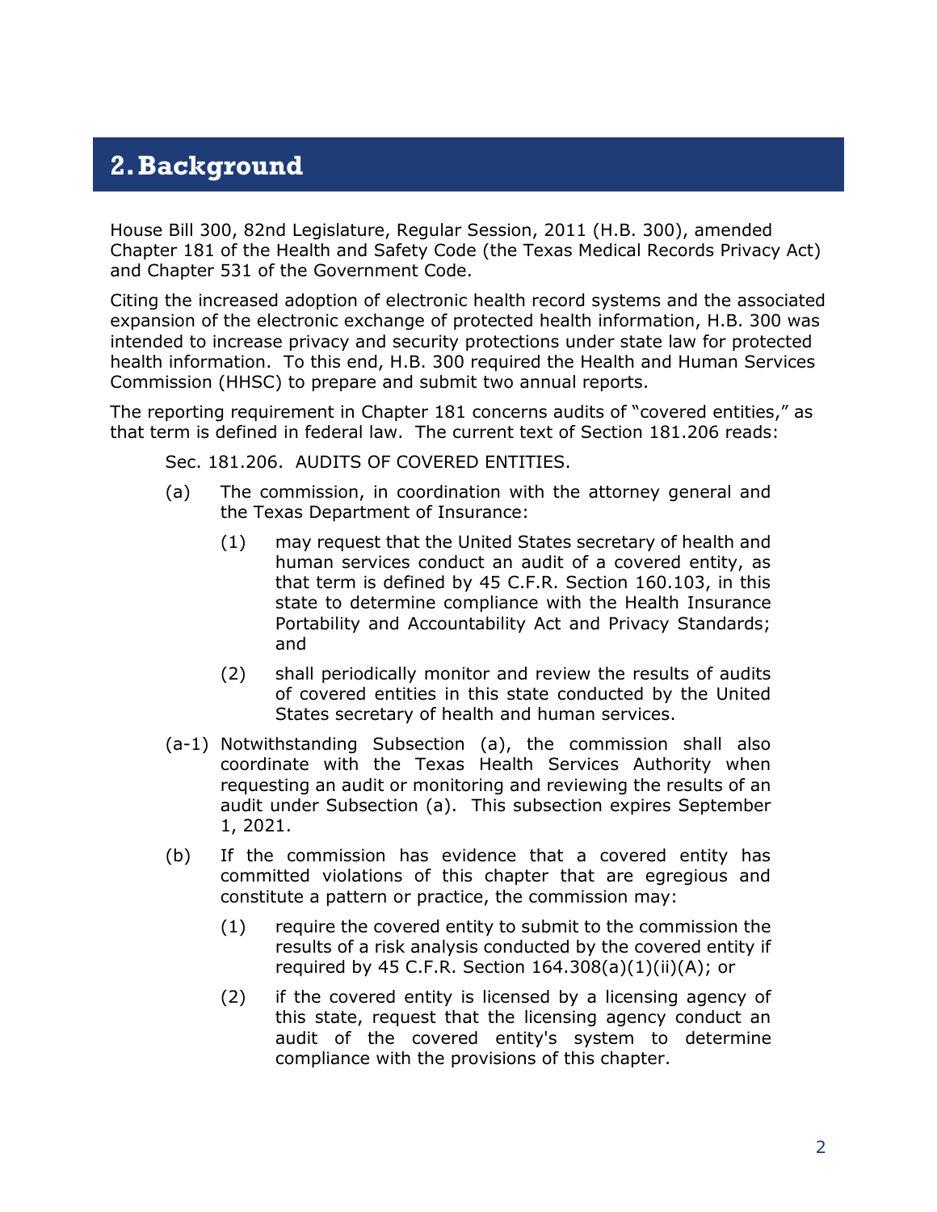## 2. Background

House Bill 300, 82nd Legislature, Regular Session, 2011 (H.B. 300), amended Chapter 181 of the Health and Safety Code (the Texas Medical Records Privacy Act) and Chapter 531 of the Government Code.

Citing the increased adoption of electronic health record systems and the associated expansion of the electronic exchange of protected health information, H.B. 300 was intended to increase privacy and security protections under state law for protected health information. To this end, H.B. 300 required the Health and Human Services Commission (HHSC) to prepare and submit two annual reports.

The reporting requirement in Chapter 181 concerns audits of "covered entities," as that term is defined in federal law. The current text of Section 181.206 reads:

> Sec. 181.206. AUDITS OF COVERED ENTITIES.
>
> (a) The commission, in coordination with the attorney general and the Texas Department of Insurance:
>
> > (1) may request that the United States secretary of health and human services conduct an audit of a covered entity, as that term is defined by 45 C.F.R. Section 160.103, in this state to determine compliance with the Health Insurance Portability and Accountability Act and Privacy Standards; and
> >
> > (2) shall periodically monitor and review the results of audits of covered entities in this state conducted by the United States secretary of health and human services.
>
> (a-1) Notwithstanding Subsection (a), the commission shall also coordinate with the Texas Health Services Authority when requesting an audit or monitoring and reviewing the results of an audit under Subsection (a). This subsection expires September 1, 2021.
>
> (b) If the commission has evidence that a covered entity has committed violations of this chapter that are egregious and constitute a pattern or practice, the commission may:
>
> > (1) require the covered entity to submit to the commission the results of a risk analysis conducted by the covered entity if required by 45 C.F.R. Section 164.308(a)(1)(ii)(A); or
> >
> > (2) if the covered entity is licensed by a licensing agency of this state, request that the licensing agency conduct an audit of the covered entity's system to determine compliance with the provisions of this chapter.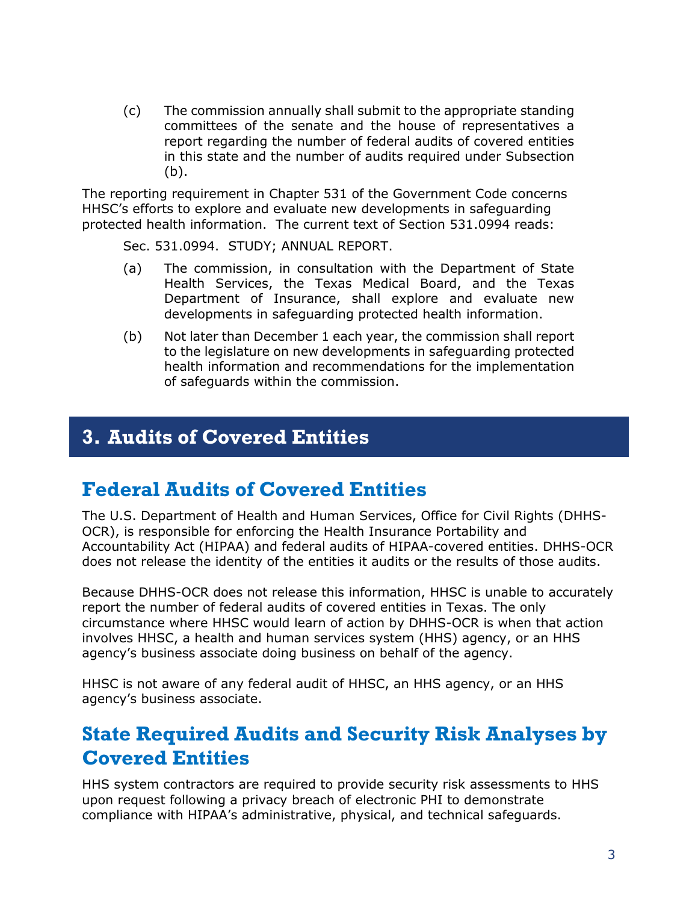(c) The commission annually shall submit to the appropriate standing committees of the senate and the house of representatives a report regarding the number of federal audits of covered entities in this state and the number of audits required under Subsection (b).

The reporting requirement in Chapter 531 of the Government Code concerns HHSC's efforts to explore and evaluate new developments in safeguarding protected health information. The current text of Section 531.0994 reads:

Sec. 531.0994. STUDY; ANNUAL REPORT.

(a) The commission, in consultation with the Department of State Health Services, the Texas Medical Board, and the Texas Department of Insurance, shall explore and evaluate new developments in safeguarding protected health information.

(b) Not later than December 1 each year, the commission shall report to the legislature on new developments in safeguarding protected health information and recommendations for the implementation of safeguards within the commission.

# 3. Audits of Covered Entities

## Federal Audits of Covered Entities

The U.S. Department of Health and Human Services, Office for Civil Rights (DHHS-OCR), is responsible for enforcing the Health Insurance Portability and Accountability Act (HIPAA) and federal audits of HIPAA-covered entities. DHHS-OCR does not release the identity of the entities it audits or the results of those audits.

Because DHHS-OCR does not release this information, HHSC is unable to accurately report the number of federal audits of covered entities in Texas. The only circumstance where HHSC would learn of action by DHHS-OCR is when that action involves HHSC, a health and human services system (HHS) agency, or an HHS agency's business associate doing business on behalf of the agency.

HHSC is not aware of any federal audit of HHSC, an HHS agency, or an HHS agency's business associate.

## State Required Audits and Security Risk Analyses by Covered Entities

HHS system contractors are required to provide security risk assessments to HHS upon request following a privacy breach of electronic PHI to demonstrate compliance with HIPAA's administrative, physical, and technical safeguards.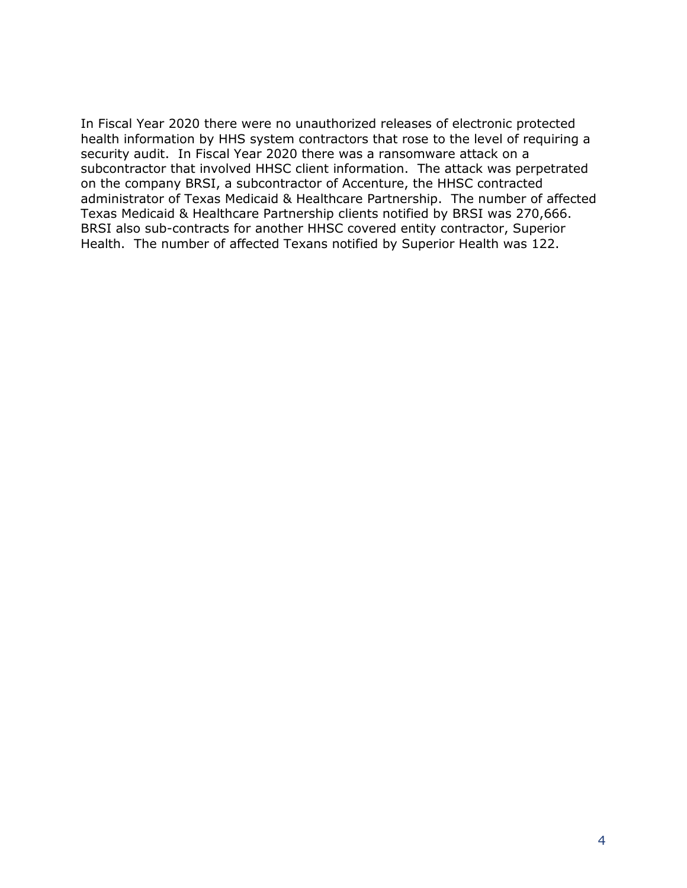In Fiscal Year 2020 there were no unauthorized releases of electronic protected health information by HHS system contractors that rose to the level of requiring a security audit. In Fiscal Year 2020 there was a ransomware attack on a subcontractor that involved HHSC client information. The attack was perpetrated on the company BRSI, a subcontractor of Accenture, the HHSC contracted administrator of Texas Medicaid & Healthcare Partnership. The number of affected Texas Medicaid & Healthcare Partnership clients notified by BRSI was 270,666. BRSI also sub-contracts for another HHSC covered entity contractor, Superior Health. The number of affected Texans notified by Superior Health was 122.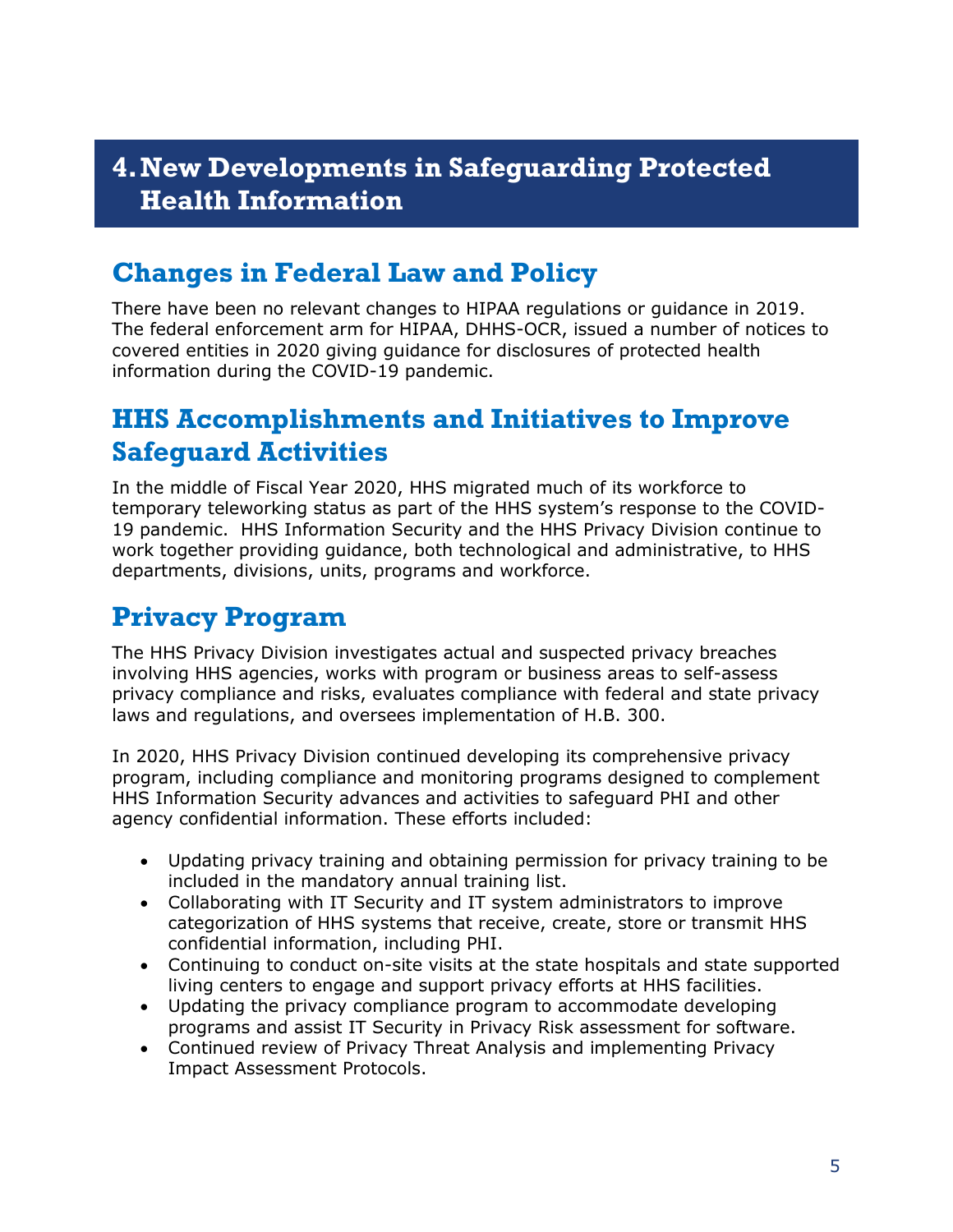# 4. New Developments in Safeguarding Protected Health Information

## Changes in Federal Law and Policy

There have been no relevant changes to HIPAA regulations or guidance in 2019. The federal enforcement arm for HIPAA, DHHS-OCR, issued a number of notices to covered entities in 2020 giving guidance for disclosures of protected health information during the COVID-19 pandemic.

## HHS Accomplishments and Initiatives to Improve Safeguard Activities

In the middle of Fiscal Year 2020, HHS migrated much of its workforce to temporary teleworking status as part of the HHS system's response to the COVID-19 pandemic. HHS Information Security and the HHS Privacy Division continue to work together providing guidance, both technological and administrative, to HHS departments, divisions, units, programs and workforce.

## Privacy Program

The HHS Privacy Division investigates actual and suspected privacy breaches involving HHS agencies, works with program or business areas to self-assess privacy compliance and risks, evaluates compliance with federal and state privacy laws and regulations, and oversees implementation of H.B. 300.

In 2020, HHS Privacy Division continued developing its comprehensive privacy program, including compliance and monitoring programs designed to complement HHS Information Security advances and activities to safeguard PHI and other agency confidential information. These efforts included:

- Updating privacy training and obtaining permission for privacy training to be included in the mandatory annual training list.
- Collaborating with IT Security and IT system administrators to improve categorization of HHS systems that receive, create, store or transmit HHS confidential information, including PHI.
- Continuing to conduct on-site visits at the state hospitals and state supported living centers to engage and support privacy efforts at HHS facilities.
- Updating the privacy compliance program to accommodate developing programs and assist IT Security in Privacy Risk assessment for software.
- Continued review of Privacy Threat Analysis and implementing Privacy Impact Assessment Protocols.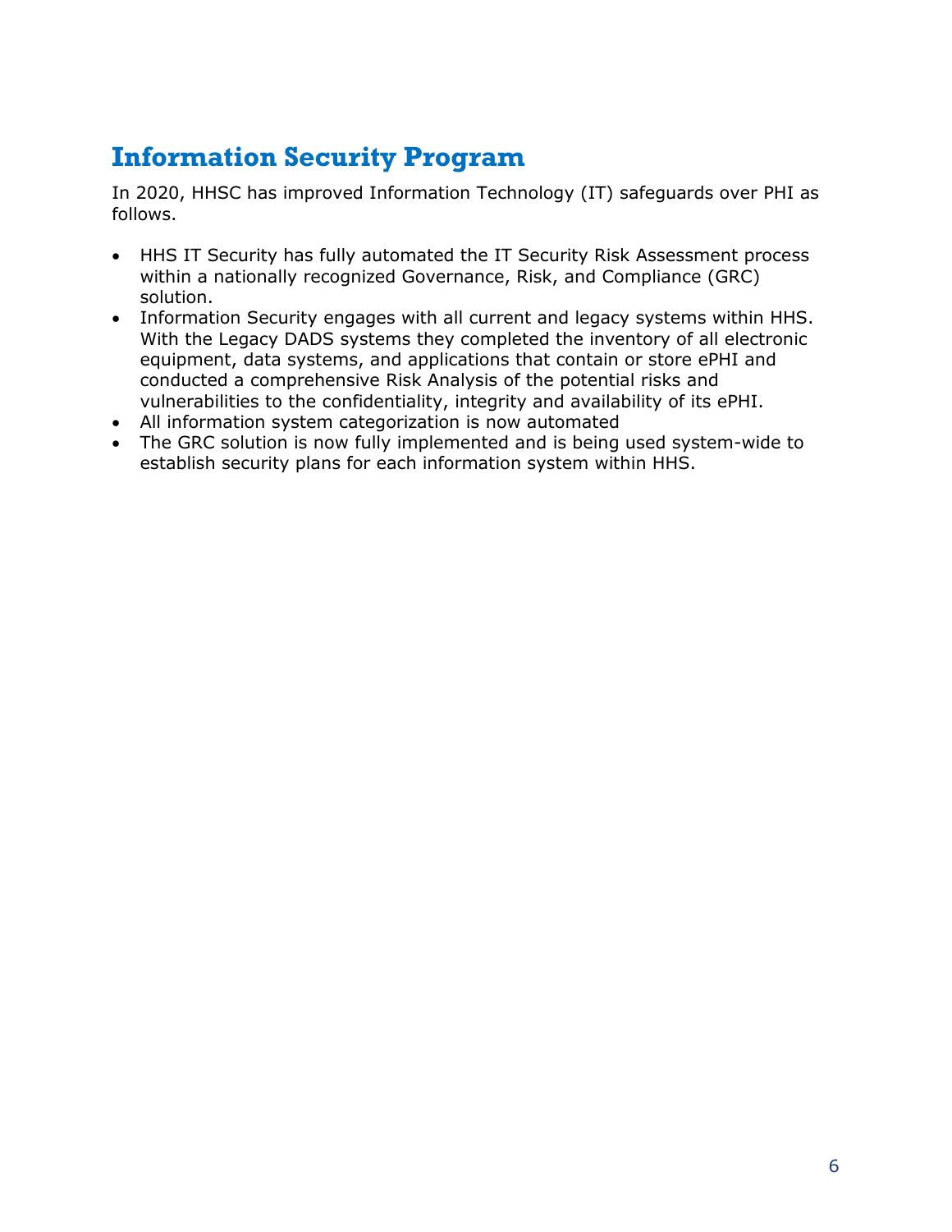## Information Security Program

In 2020, HHSC has improved Information Technology (IT) safeguards over PHI as follows.

- HHS IT Security has fully automated the IT Security Risk Assessment process within a nationally recognized Governance, Risk, and Compliance (GRC) solution.
- Information Security engages with all current and legacy systems within HHS. With the Legacy DADS systems they completed the inventory of all electronic equipment, data systems, and applications that contain or store ePHI and conducted a comprehensive Risk Analysis of the potential risks and vulnerabilities to the confidentiality, integrity and availability of its ePHI.
- All information system categorization is now automated
- The GRC solution is now fully implemented and is being used system-wide to establish security plans for each information system within HHS.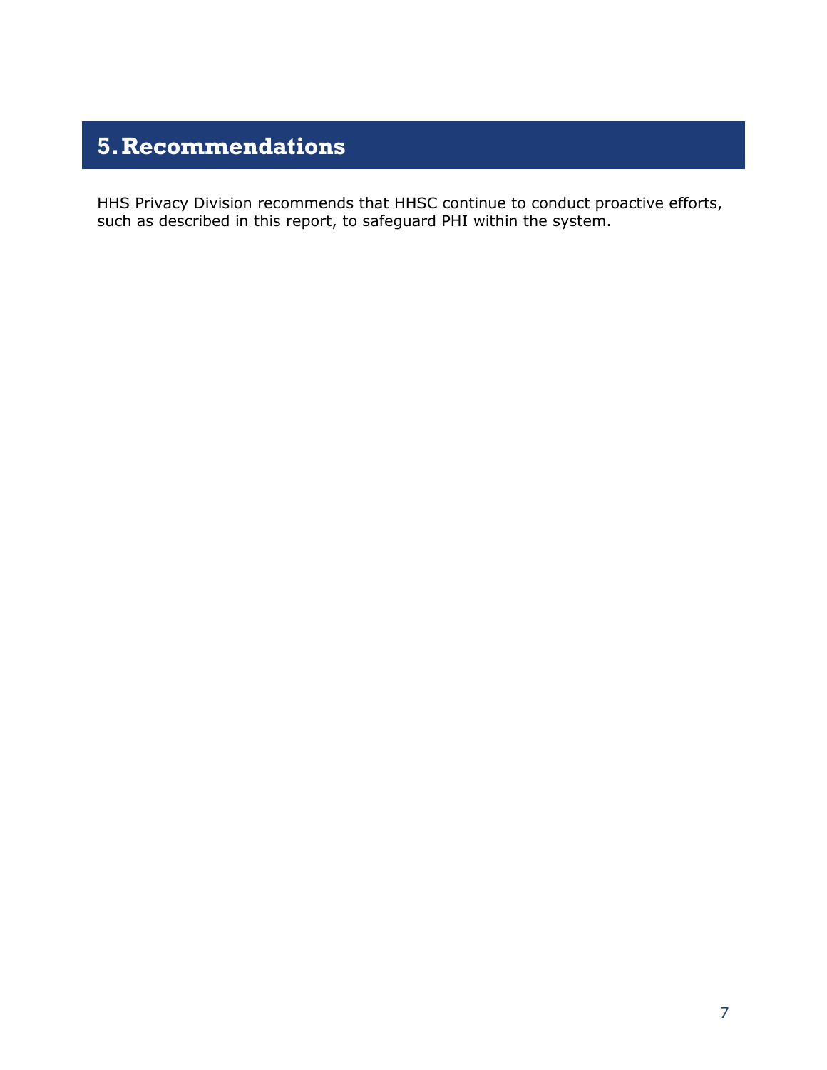# 5. Recommendations

HHS Privacy Division recommends that HHSC continue to conduct proactive efforts, such as described in this report, to safeguard PHI within the system.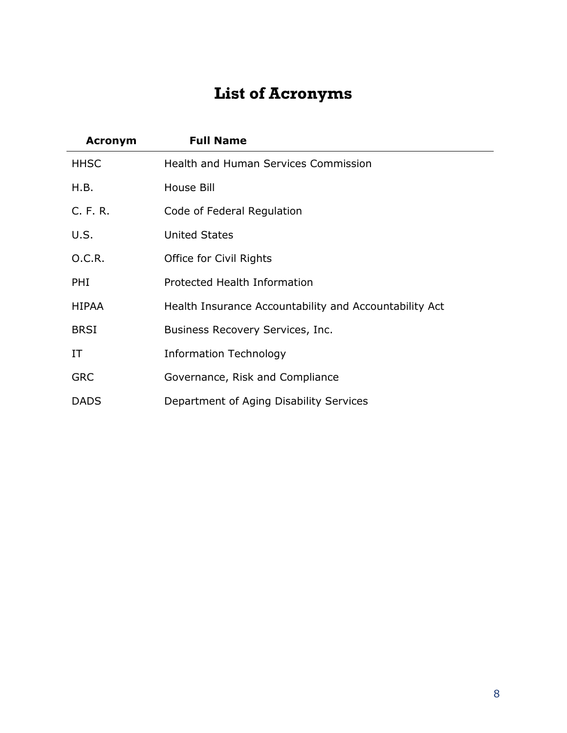# List of Acronyms

| Acronym | Full Name |
|---|---|
| HHSC | Health and Human Services Commission |
| H.B. | House Bill |
| C. F. R. | Code of Federal Regulation |
| U.S. | United States |
| O.C.R. | Office for Civil Rights |
| PHI | Protected Health Information |
| HIPAA | Health Insurance Accountability and Accountability Act |
| BRSI | Business Recovery Services, Inc. |
| IT | Information Technology |
| GRC | Governance, Risk and Compliance |
| DADS | Department of Aging Disability Services |